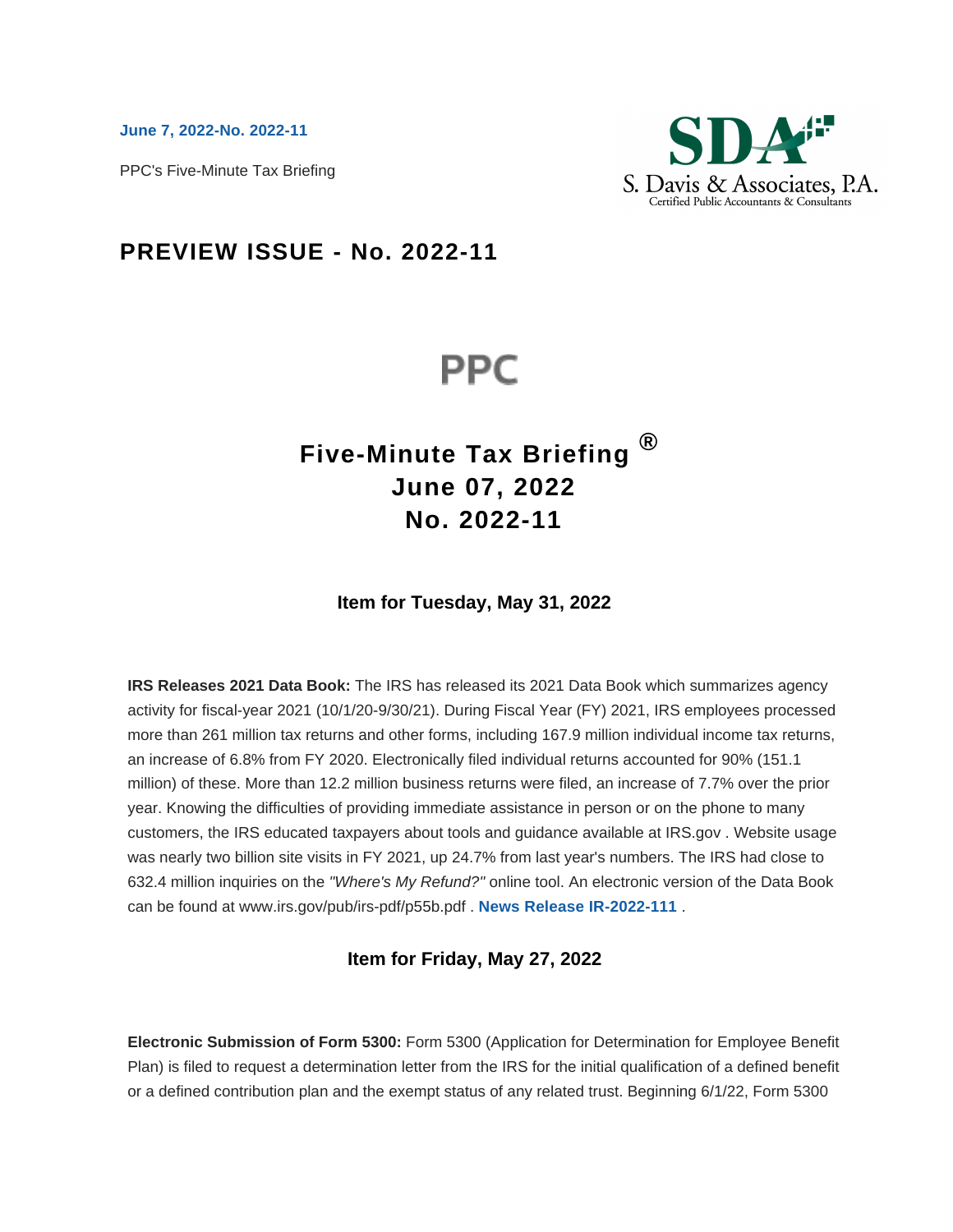**June 7, 2022-No. 2022-11**

PPC's Five-Minute Tax Briefing

S. Davis & Associates, P.A.
Certified Public Accountants & Consultants

## PREVIEW ISSUE - No. 2022-11

PPC

# Five-Minute Tax Briefing ®
# June 07, 2022
# No. 2022-11

### Item for Tuesday, May 31, 2022

**IRS Releases 2021 Data Book:** The IRS has released its 2021 Data Book which summarizes agency activity for fiscal-year 2021 (10/1/20-9/30/21). During Fiscal Year (FY) 2021, IRS employees processed more than 261 million tax returns and other forms, including 167.9 million individual income tax returns, an increase of 6.8% from FY 2020. Electronically filed individual returns accounted for 90% (151.1 million) of these. More than 12.2 million business returns were filed, an increase of 7.7% over the prior year. Knowing the difficulties of providing immediate assistance in person or on the phone to many customers, the IRS educated taxpayers about tools and guidance available at IRS.gov . Website usage was nearly two billion site visits in FY 2021, up 24.7% from last year's numbers. The IRS had close to 632.4 million inquiries on the *"Where's My Refund?"* online tool. An electronic version of the Data Book can be found at www.irs.gov/pub/irs-pdf/p55b.pdf . **News Release IR-2022-111** .

### Item for Friday, May 27, 2022

**Electronic Submission of Form 5300:** Form 5300 (Application for Determination for Employee Benefit Plan) is filed to request a determination letter from the IRS for the initial qualification of a defined benefit or a defined contribution plan and the exempt status of any related trust. Beginning 6/1/22, Form 5300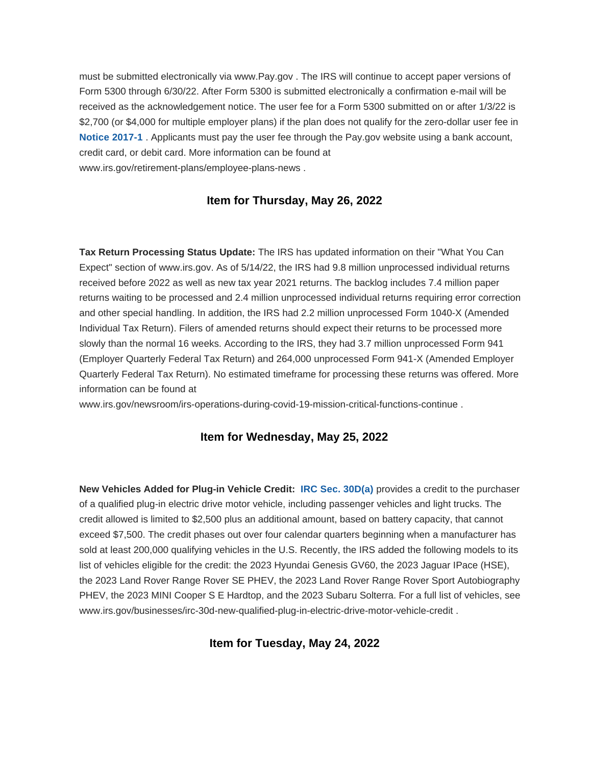must be submitted electronically via www.Pay.gov . The IRS will continue to accept paper versions of Form 5300 through 6/30/22. After Form 5300 is submitted electronically a confirmation e-mail will be received as the acknowledgement notice. The user fee for a Form 5300 submitted on or after 1/3/22 is $2,700 (or $4,000 for multiple employer plans) if the plan does not qualify for the zero-dollar user fee in **Notice 2017-1** . Applicants must pay the user fee through the Pay.gov website using a bank account, credit card, or debit card. More information can be found at www.irs.gov/retirement-plans/employee-plans-news .

### Item for Thursday, May 26, 2022

**Tax Return Processing Status Update:** The IRS has updated information on their "What You Can Expect" section of www.irs.gov. As of 5/14/22, the IRS had 9.8 million unprocessed individual returns received before 2022 as well as new tax year 2021 returns. The backlog includes 7.4 million paper returns waiting to be processed and 2.4 million unprocessed individual returns requiring error correction and other special handling. In addition, the IRS had 2.2 million unprocessed Form 1040-X (Amended Individual Tax Return). Filers of amended returns should expect their returns to be processed more slowly than the normal 16 weeks. According to the IRS, they had 3.7 million unprocessed Form 941 (Employer Quarterly Federal Tax Return) and 264,000 unprocessed Form 941-X (Amended Employer Quarterly Federal Tax Return). No estimated timeframe for processing these returns was offered. More information can be found at www.irs.gov/newsroom/irs-operations-during-covid-19-mission-critical-functions-continue .

### Item for Wednesday, May 25, 2022

**New Vehicles Added for Plug-in Vehicle Credit:** **IRC Sec. 30D(a)** provides a credit to the purchaser of a qualified plug-in electric drive motor vehicle, including passenger vehicles and light trucks. The credit allowed is limited to $2,500 plus an additional amount, based on battery capacity, that cannot exceed $7,500. The credit phases out over four calendar quarters beginning when a manufacturer has sold at least 200,000 qualifying vehicles in the U.S. Recently, the IRS added the following models to its list of vehicles eligible for the credit: the 2023 Hyundai Genesis GV60, the 2023 Jaguar IPace (HSE), the 2023 Land Rover Range Rover SE PHEV, the 2023 Land Rover Range Rover Sport Autobiography PHEV, the 2023 MINI Cooper S E Hardtop, and the 2023 Subaru Solterra. For a full list of vehicles, see www.irs.gov/businesses/irc-30d-new-qualified-plug-in-electric-drive-motor-vehicle-credit .

### Item for Tuesday, May 24, 2022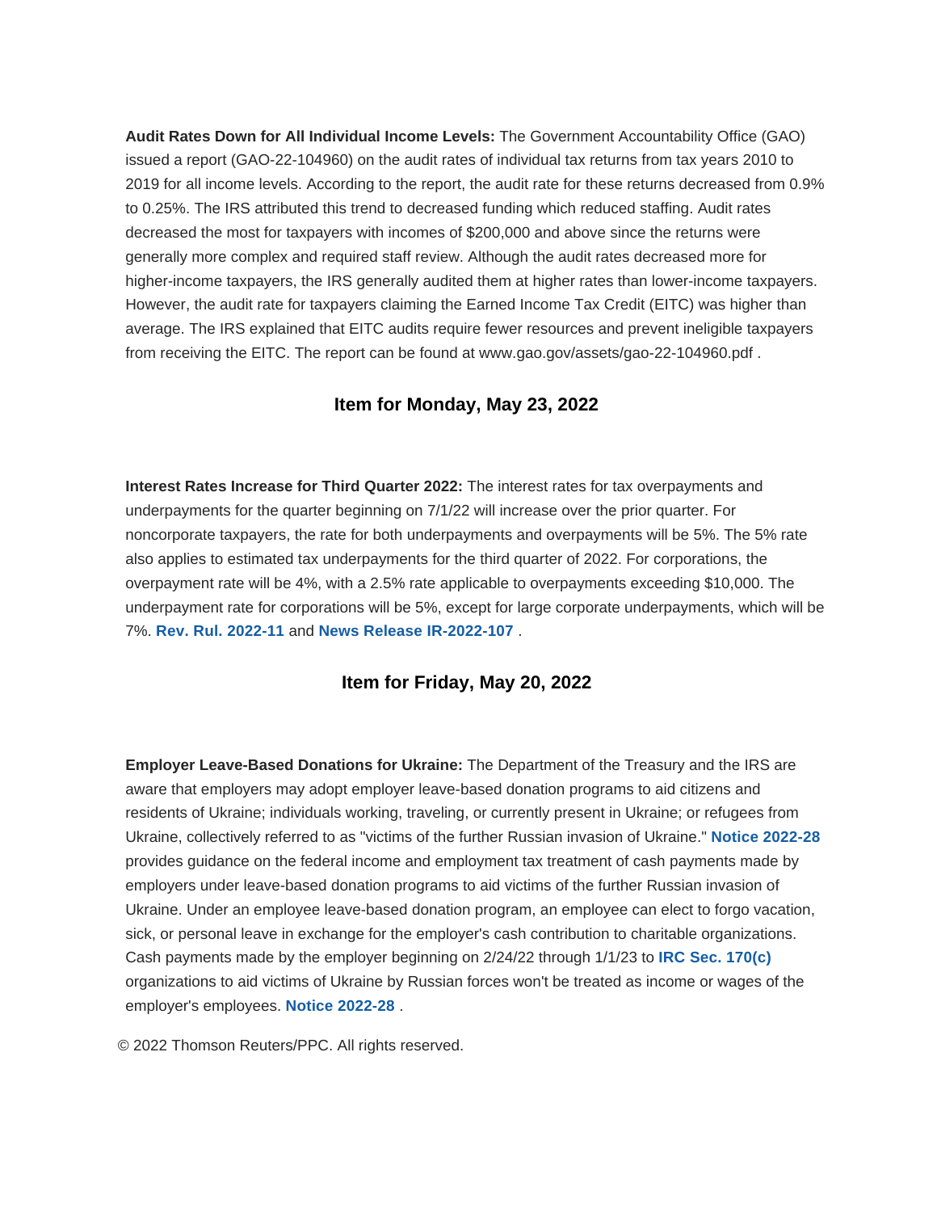**Audit Rates Down for All Individual Income Levels:** The Government Accountability Office (GAO) issued a report (GAO-22-104960) on the audit rates of individual tax returns from tax years 2010 to 2019 for all income levels. According to the report, the audit rate for these returns decreased from 0.9% to 0.25%. The IRS attributed this trend to decreased funding which reduced staffing. Audit rates decreased the most for taxpayers with incomes of $200,000 and above since the returns were generally more complex and required staff review. Although the audit rates decreased more for higher-income taxpayers, the IRS generally audited them at higher rates than lower-income taxpayers. However, the audit rate for taxpayers claiming the Earned Income Tax Credit (EITC) was higher than average. The IRS explained that EITC audits require fewer resources and prevent ineligible taxpayers from receiving the EITC. The report can be found at www.gao.gov/assets/gao-22-104960.pdf .

### Item for Monday, May 23, 2022

**Interest Rates Increase for Third Quarter 2022:** The interest rates for tax overpayments and underpayments for the quarter beginning on 7/1/22 will increase over the prior quarter. For noncorporate taxpayers, the rate for both underpayments and overpayments will be 5%. The 5% rate also applies to estimated tax underpayments for the third quarter of 2022. For corporations, the overpayment rate will be 4%, with a 2.5% rate applicable to overpayments exceeding $10,000. The underpayment rate for corporations will be 5%, except for large corporate underpayments, which will be 7%. **Rev. Rul. 2022-11** and **News Release IR-2022-107** .

### Item for Friday, May 20, 2022

**Employer Leave-Based Donations for Ukraine:** The Department of the Treasury and the IRS are aware that employers may adopt employer leave-based donation programs to aid citizens and residents of Ukraine; individuals working, traveling, or currently present in Ukraine; or refugees from Ukraine, collectively referred to as "victims of the further Russian invasion of Ukraine." **Notice 2022-28** provides guidance on the federal income and employment tax treatment of cash payments made by employers under leave-based donation programs to aid victims of the further Russian invasion of Ukraine. Under an employee leave-based donation program, an employee can elect to forgo vacation, sick, or personal leave in exchange for the employer's cash contribution to charitable organizations. Cash payments made by the employer beginning on 2/24/22 through 1/1/23 to **IRC Sec. 170(c)** organizations to aid victims of Ukraine by Russian forces won't be treated as income or wages of the employer's employees. **Notice 2022-28** .

© 2022 Thomson Reuters/PPC. All rights reserved.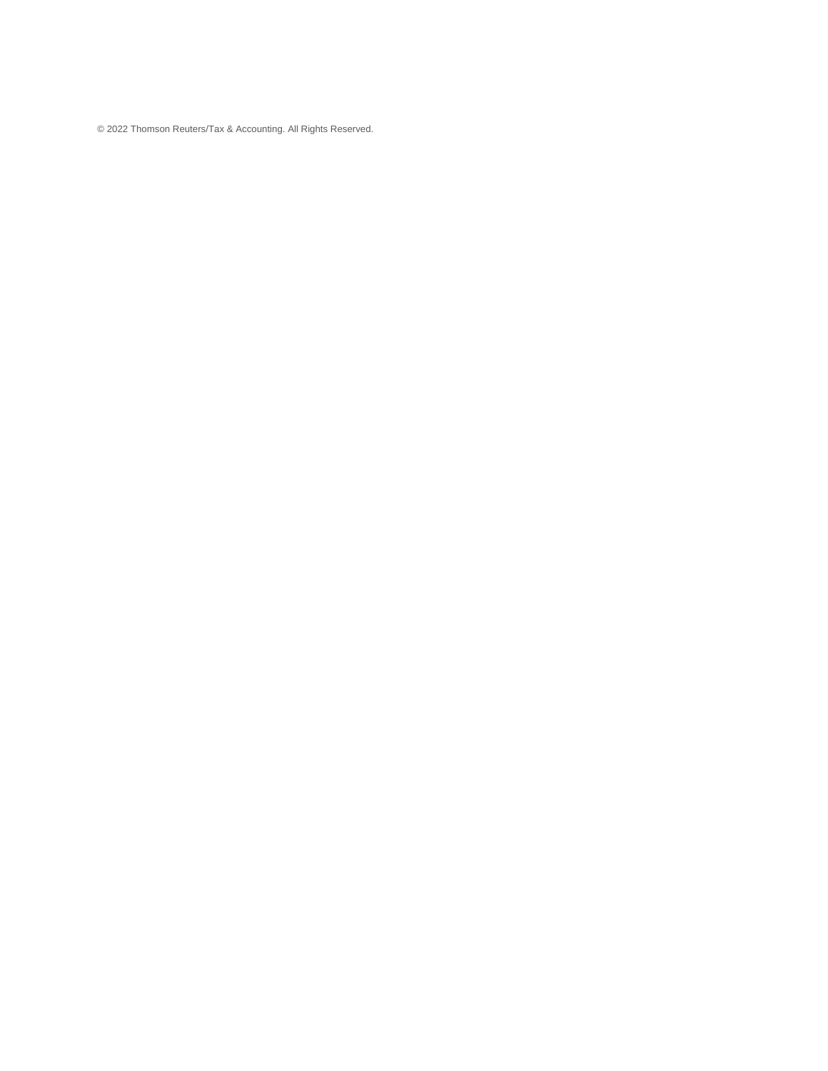© 2022 Thomson Reuters/Tax & Accounting. All Rights Reserved.